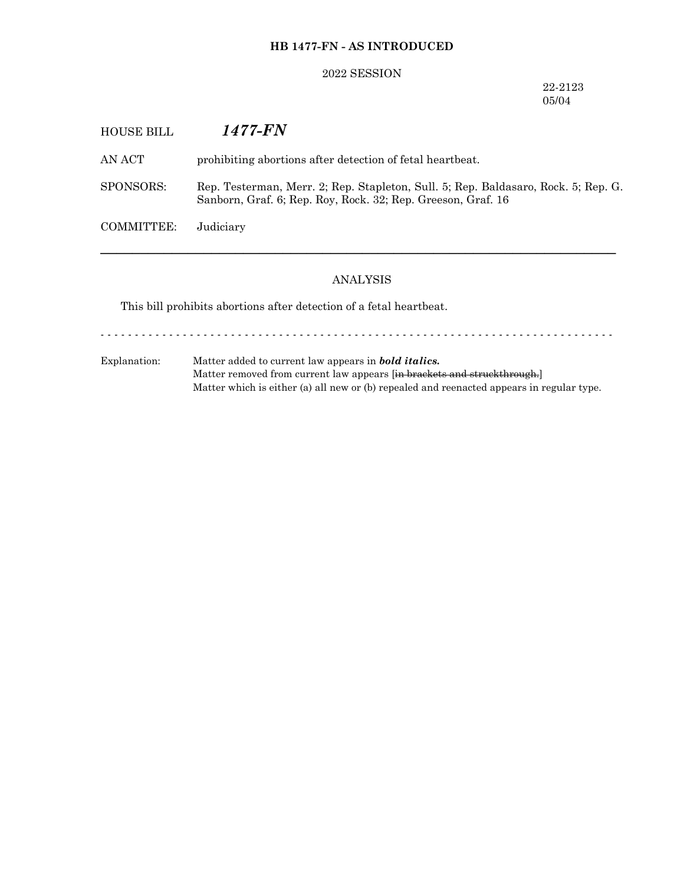**HB 1477-FN - AS INTRODUCED**

2022 SESSION

22-2123
05/04

HOUSE BILL ***1477-FN***

AN ACT prohibiting abortions after detection of fetal heartbeat.

SPONSORS: Rep. Testerman, Merr. 2; Rep. Stapleton, Sull. 5; Rep. Baldasaro, Rock. 5; Rep. G. Sanborn, Graf. 6; Rep. Roy, Rock. 32; Rep. Greeson, Graf. 16

COMMITTEE: Judiciary

---

ANALYSIS

This bill prohibits abortions after detection of a fetal heartbeat.

- - - - - - - - - - - - - - - - - - - - - - - - - - - - - - - - - - - - - - - - - - - - - - - - - - - - - - - - - - - - - - - - - - - - - - - - - -

Explanation: Matter added to current law appears in ***bold italics.***
Matter removed from current law appears [~~in brackets and struckthrough.~~]
Matter which is either (a) all new or (b) repealed and reenacted appears in regular type.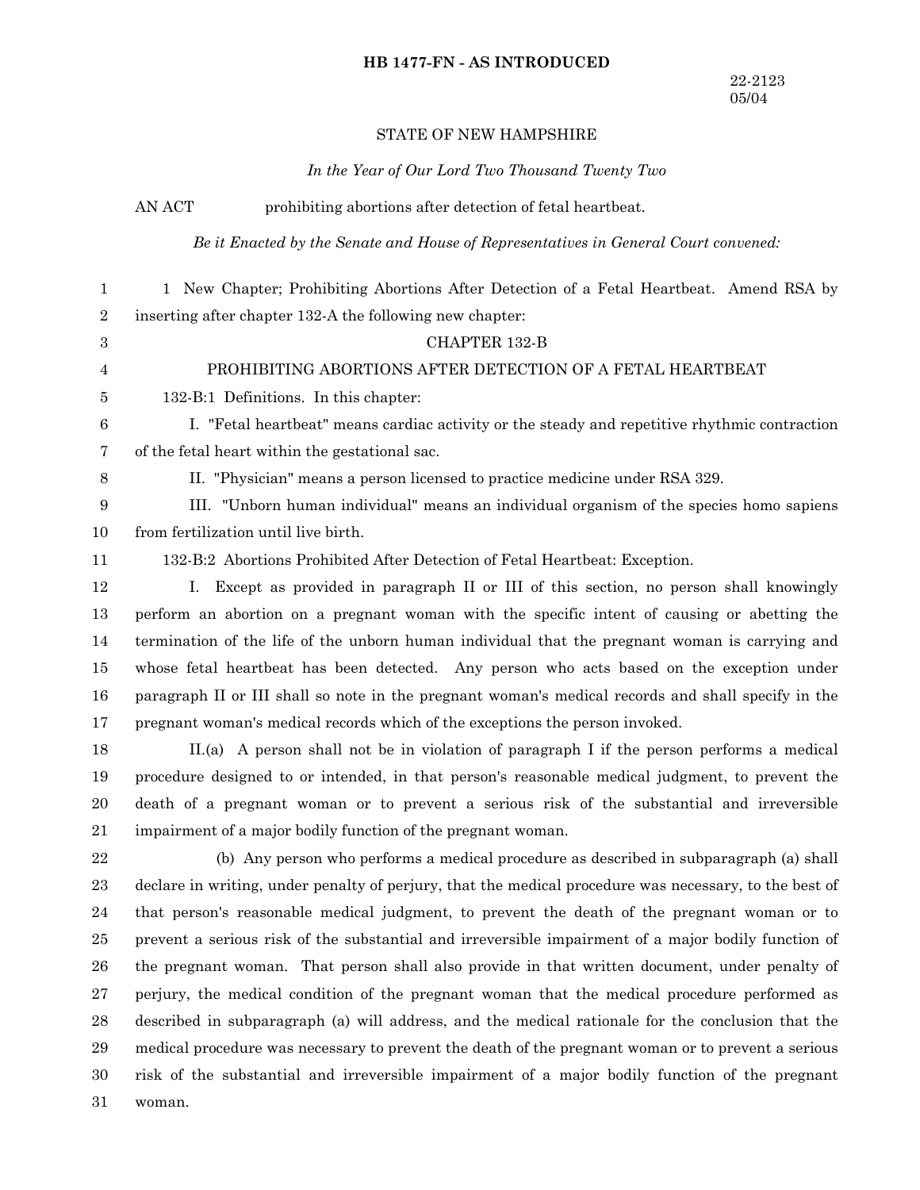**HB 1477-FN - AS INTRODUCED**

22-2123
05/04

STATE OF NEW HAMPSHIRE

*In the Year of Our Lord Two Thousand Twenty Two*

AN ACT prohibiting abortions after detection of fetal heartbeat.

*Be it Enacted by the Senate and House of Representatives in General Court convened:*

1 New Chapter; Prohibiting Abortions After Detection of a Fetal Heartbeat. Amend RSA by inserting after chapter 132-A the following new chapter:

CHAPTER 132-B

PROHIBITING ABORTIONS AFTER DETECTION OF A FETAL HEARTBEAT

132-B:1 Definitions. In this chapter:

I. "Fetal heartbeat" means cardiac activity or the steady and repetitive rhythmic contraction of the fetal heart within the gestational sac.

II. "Physician" means a person licensed to practice medicine under RSA 329.

III. "Unborn human individual" means an individual organism of the species homo sapiens from fertilization until live birth.

132-B:2 Abortions Prohibited After Detection of Fetal Heartbeat: Exception.

I. Except as provided in paragraph II or III of this section, no person shall knowingly perform an abortion on a pregnant woman with the specific intent of causing or abetting the termination of the life of the unborn human individual that the pregnant woman is carrying and whose fetal heartbeat has been detected. Any person who acts based on the exception under paragraph II or III shall so note in the pregnant woman's medical records and shall specify in the pregnant woman's medical records which of the exceptions the person invoked.

II.(a) A person shall not be in violation of paragraph I if the person performs a medical procedure designed to or intended, in that person's reasonable medical judgment, to prevent the death of a pregnant woman or to prevent a serious risk of the substantial and irreversible impairment of a major bodily function of the pregnant woman.

(b) Any person who performs a medical procedure as described in subparagraph (a) shall declare in writing, under penalty of perjury, that the medical procedure was necessary, to the best of that person's reasonable medical judgment, to prevent the death of the pregnant woman or to prevent a serious risk of the substantial and irreversible impairment of a major bodily function of the pregnant woman. That person shall also provide in that written document, under penalty of perjury, the medical condition of the pregnant woman that the medical procedure performed as described in subparagraph (a) will address, and the medical rationale for the conclusion that the medical procedure was necessary to prevent the death of the pregnant woman or to prevent a serious risk of the substantial and irreversible impairment of a major bodily function of the pregnant woman.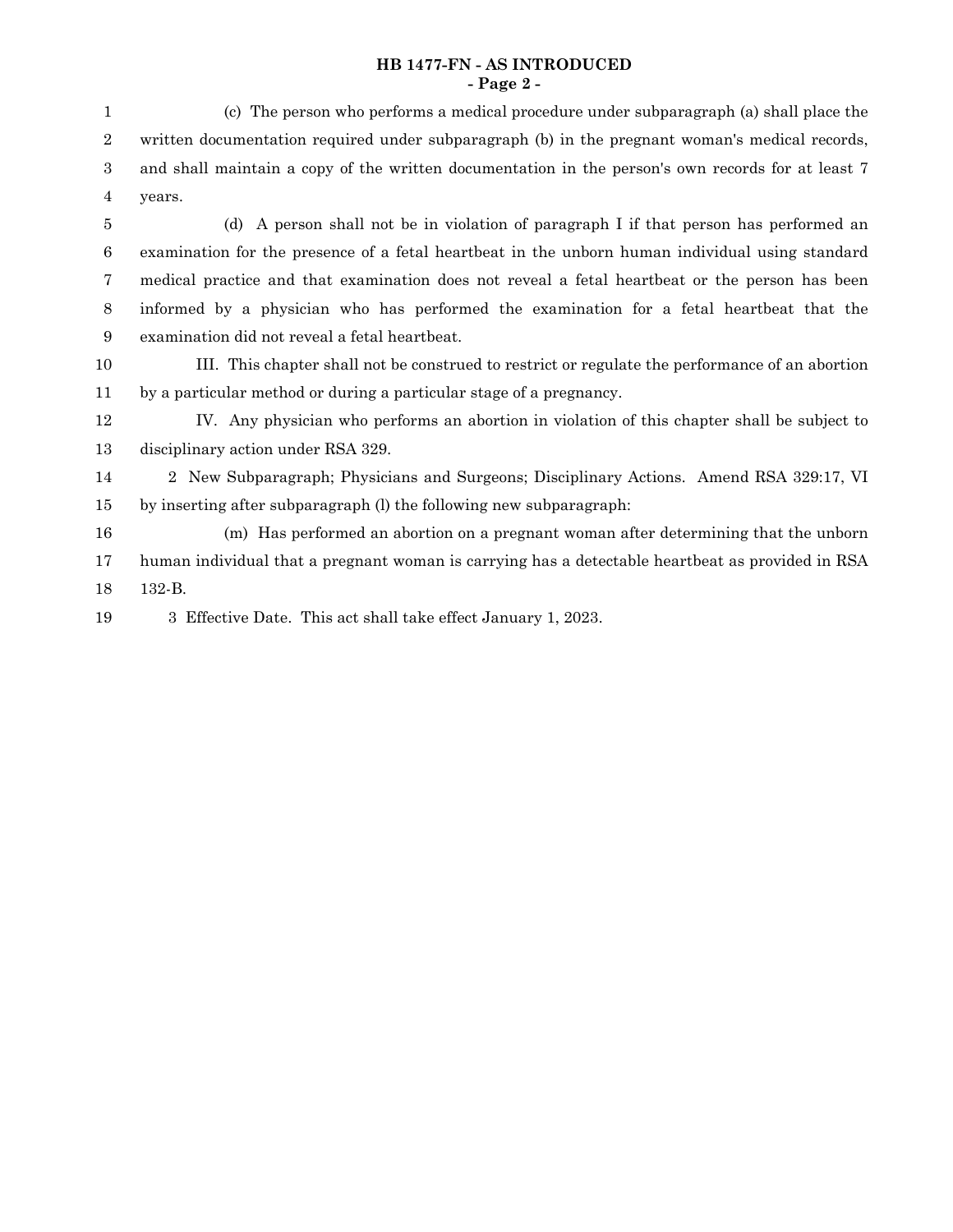(c) The person who performs a medical procedure under subparagraph (a) shall place the written documentation required under subparagraph (b) in the pregnant woman's medical records, and shall maintain a copy of the written documentation in the person's own records for at least 7 years.

(d) A person shall not be in violation of paragraph I if that person has performed an examination for the presence of a fetal heartbeat in the unborn human individual using standard medical practice and that examination does not reveal a fetal heartbeat or the person has been informed by a physician who has performed the examination for a fetal heartbeat that the examination did not reveal a fetal heartbeat.

III. This chapter shall not be construed to restrict or regulate the performance of an abortion by a particular method or during a particular stage of a pregnancy.

IV. Any physician who performs an abortion in violation of this chapter shall be subject to disciplinary action under RSA 329.

2 New Subparagraph; Physicians and Surgeons; Disciplinary Actions. Amend RSA 329:17, VI by inserting after subparagraph (l) the following new subparagraph:

(m) Has performed an abortion on a pregnant woman after determining that the unborn human individual that a pregnant woman is carrying has a detectable heartbeat as provided in RSA 132-B.

3 Effective Date. This act shall take effect January 1, 2023.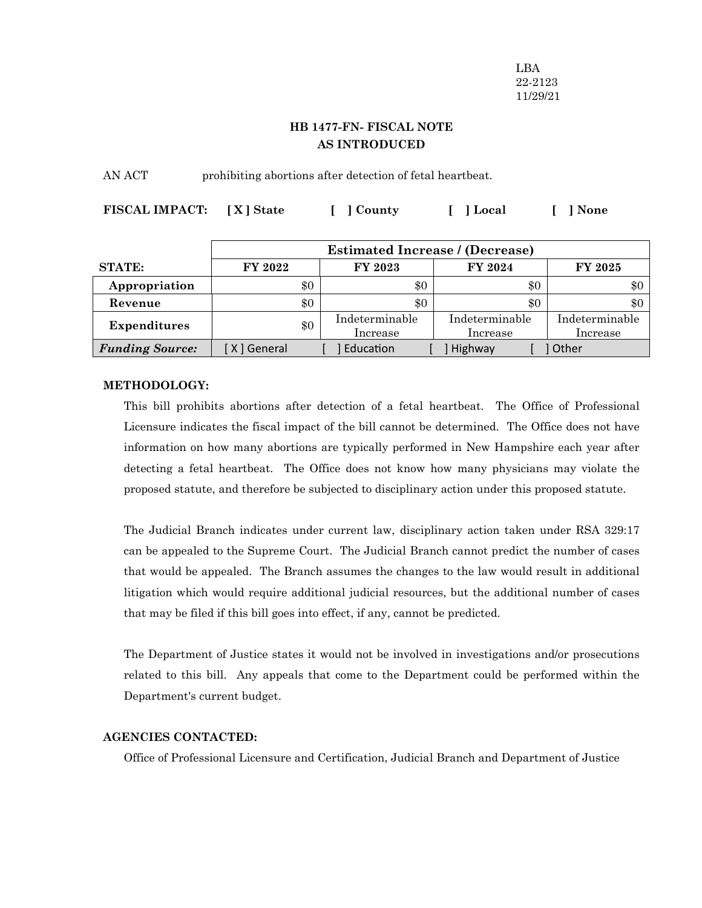LBA
22-2123
11/29/21

## HB 1477-FN- FISCAL NOTE
## AS INTRODUCED

AN ACT prohibiting abortions after detection of fetal heartbeat.

**FISCAL IMPACT:** **[ X ] State** **[ ] County** **[ ] Local** **[ ] None**

| | **Estimated Increase / (Decrease)** | | | |
|---|---|---|---|---|
| **STATE:** | **FY 2022** | **FY 2023** | **FY 2024** | **FY 2025** |
| **Appropriation** | $0 | $0 | $0 | $0 |
| **Revenue** | $0 | $0 | $0 | $0 |
| **Expenditures** | $0 | Indeterminable Increase | Indeterminable Increase | Indeterminable Increase |
| ***Funding Source:*** | [ X ] General | [ ] Education | [ ] Highway | [ ] Other |

**METHODOLOGY:**

This bill prohibits abortions after detection of a fetal heartbeat. The Office of Professional Licensure indicates the fiscal impact of the bill cannot be determined. The Office does not have information on how many abortions are typically performed in New Hampshire each year after detecting a fetal heartbeat. The Office does not know how many physicians may violate the proposed statute, and therefore be subjected to disciplinary action under this proposed statute.

The Judicial Branch indicates under current law, disciplinary action taken under RSA 329:17 can be appealed to the Supreme Court. The Judicial Branch cannot predict the number of cases that would be appealed. The Branch assumes the changes to the law would result in additional litigation which would require additional judicial resources, but the additional number of cases that may be filed if this bill goes into effect, if any, cannot be predicted.

The Department of Justice states it would not be involved in investigations and/or prosecutions related to this bill. Any appeals that come to the Department could be performed within the Department's current budget.

**AGENCIES CONTACTED:**

Office of Professional Licensure and Certification, Judicial Branch and Department of Justice